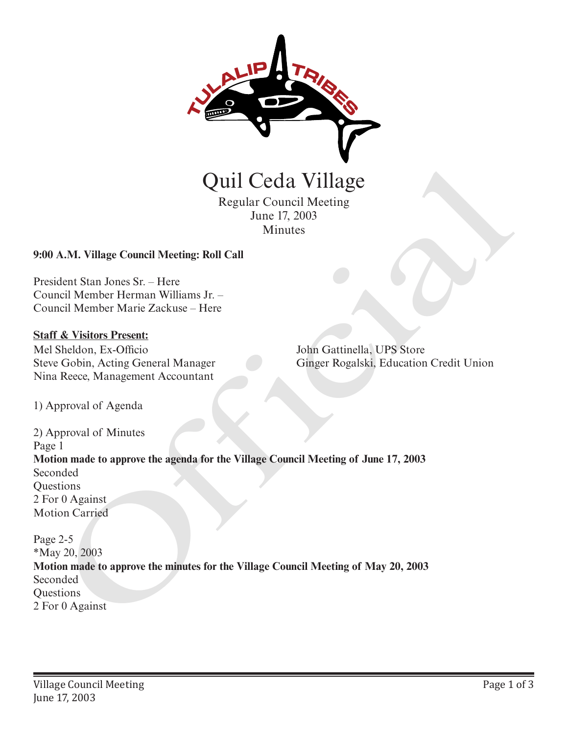# Quil Ceda Village

Regular Council Meeting
June 17, 2003
Minutes

**9:00 A.M. Village Council Meeting: Roll Call**

President Stan Jones Sr. – Here
Council Member Herman Williams Jr. –
Council Member Marie Zackuse – Here

**Staff & Visitors Present:**

Mel Sheldon, Ex-Officio
Steve Gobin, Acting General Manager
Nina Reece, Management Accountant
John Gattinella, UPS Store
Ginger Rogalski, Education Credit Union

1) Approval of Agenda

2) Approval of Minutes
Page 1
**Motion made to approve the agenda for the Village Council Meeting of June 17, 2003**
Seconded
Questions
2 For 0 Against
Motion Carried

Page 2-5
*May 20, 2003
**Motion made to approve the minutes for the Village Council Meeting of May 20, 2003**
Seconded
Questions
2 For 0 Against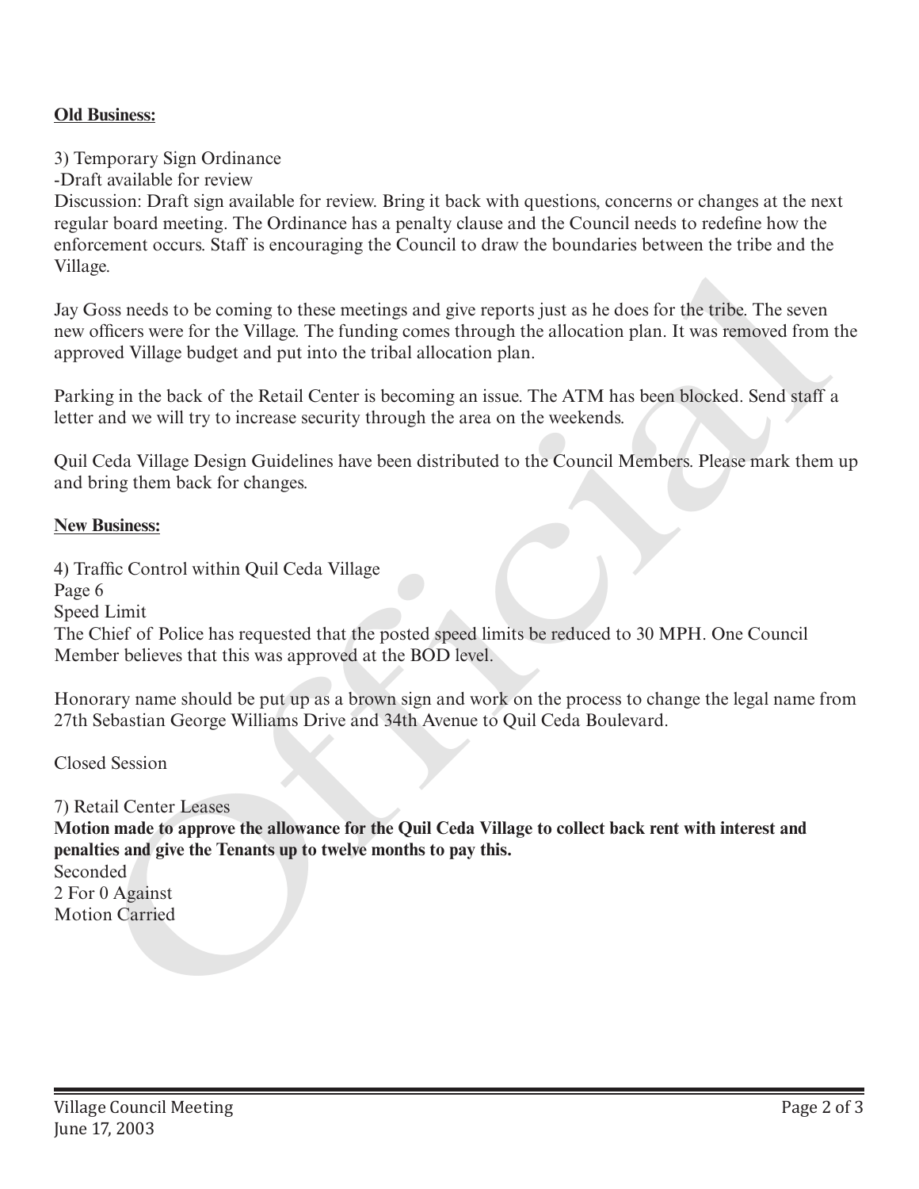**Old Business:**

3) Temporary Sign Ordinance
-Draft available for review
Discussion: Draft sign available for review. Bring it back with questions, concerns or changes at the next regular board meeting. The Ordinance has a penalty clause and the Council needs to redefine how the enforcement occurs. Staff is encouraging the Council to draw the boundaries between the tribe and the Village.

Jay Goss needs to be coming to these meetings and give reports just as he does for the tribe. The seven new officers were for the Village. The funding comes through the allocation plan. It was removed from the approved Village budget and put into the tribal allocation plan.

Parking in the back of the Retail Center is becoming an issue. The ATM has been blocked. Send staff a letter and we will try to increase security through the area on the weekends.

Quil Ceda Village Design Guidelines have been distributed to the Council Members. Please mark them up and bring them back for changes.

**New Business:**

4) Traffic Control within Quil Ceda Village
Page 6
Speed Limit
The Chief of Police has requested that the posted speed limits be reduced to 30 MPH. One Council Member believes that this was approved at the BOD level.

Honorary name should be put up as a brown sign and work on the process to change the legal name from 27th Sebastian George Williams Drive and 34th Avenue to Quil Ceda Boulevard.

Closed Session

7) Retail Center Leases
**Motion made to approve the allowance for the Quil Ceda Village to collect back rent with interest and penalties and give the Tenants up to twelve months to pay this.**
Seconded
2 For 0 Against
Motion Carried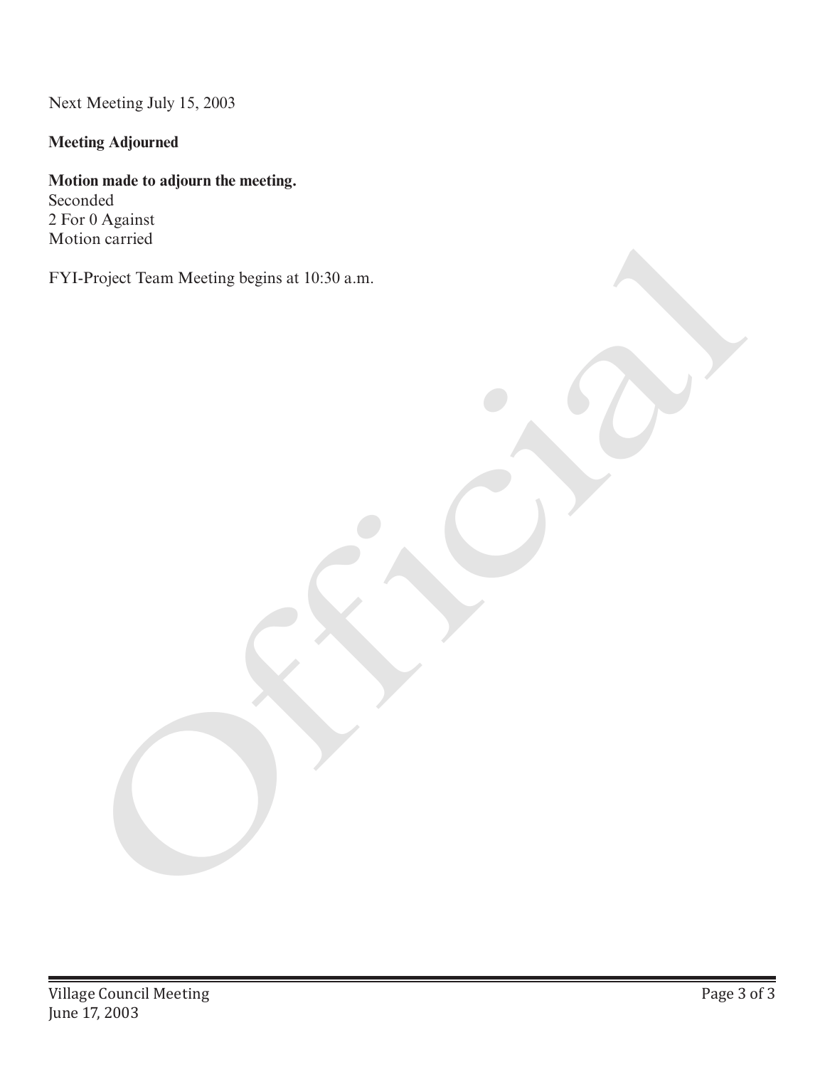Next Meeting July 15, 2003

**Meeting Adjourned**

**Motion made to adjourn the meeting.**
Seconded
2 For 0 Against
Motion carried

FYI-Project Team Meeting begins at 10:30 a.m.